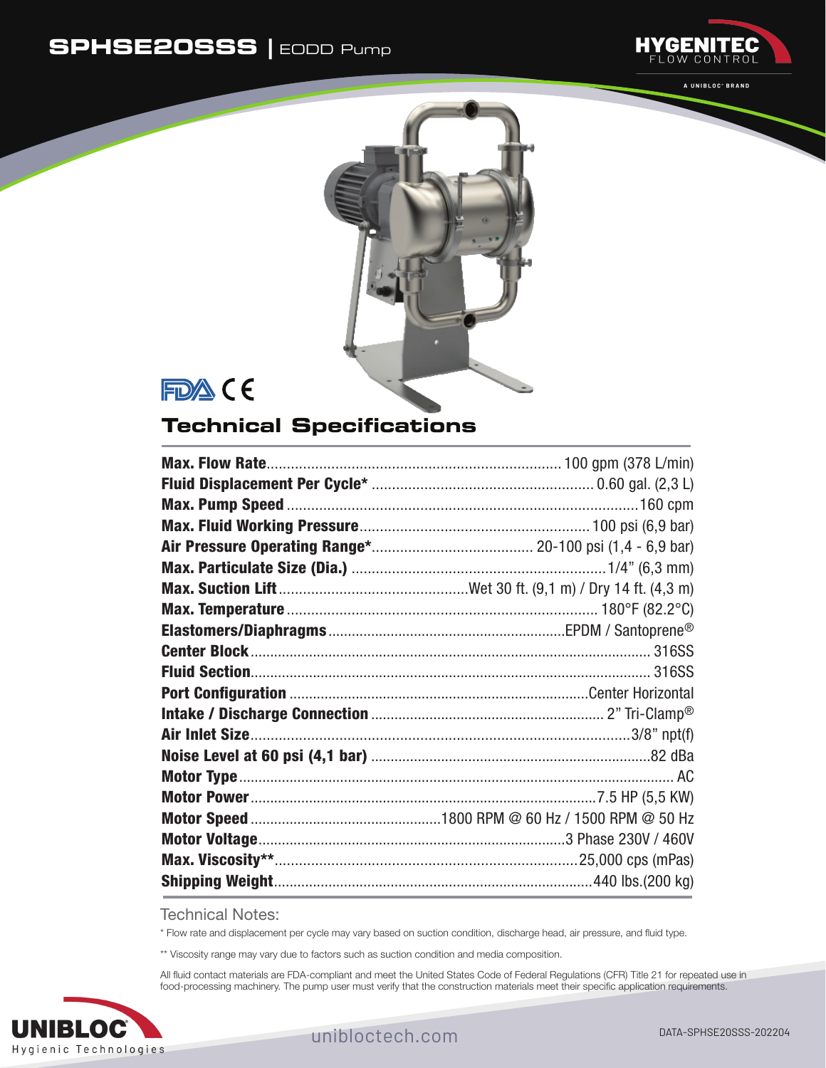# SPHSE20SSS | EODD Pump

HYGENITEC FLOW CONTROL

A UNIBLOC® BRAND

## Technical Specifications

| Specification | Value |
|---|---|
| **Max. Flow Rate** | 100 gpm (378 L/min) |
| **Fluid Displacement Per Cycle*** | 0.60 gal. (2,3 L) |
| **Max. Pump Speed** | 160 cpm |
| **Max. Fluid Working Pressure** | 100 psi (6,9 bar) |
| **Air Pressure Operating Range*** | 20-100 psi (1,4 - 6,9 bar) |
| **Max. Particulate Size (Dia.)** | 1/4" (6,3 mm) |
| **Max. Suction Lift** | Wet 30 ft. (9,1 m) / Dry 14 ft. (4,3 m) |
| **Max. Temperature** | 180°F (82.2°C) |
| **Elastomers/Diaphragms** | EPDM / Santoprene® |
| **Center Block** | 316SS |
| **Fluid Section** | 316SS |
| **Port Configuration** | Center Horizontal |
| **Intake / Discharge Connection** | 2" Tri-Clamp® |
| **Air Inlet Size** | 3/8" npt(f) |
| **Noise Level at 60 psi (4,1 bar)** | 82 dBa |
| **Motor Type** | AC |
| **Motor Power** | 7.5 HP (5,5 KW) |
| **Motor Speed** | 1800 RPM @ 60 Hz / 1500 RPM @ 50 Hz |
| **Motor Voltage** | 3 Phase 230V / 460V |
| **Max. Viscosity**** | 25,000 cps (mPas) |
| **Shipping Weight** | 440 lbs.(200 kg) |

Technical Notes:

* Flow rate and displacement per cycle may vary based on suction condition, discharge head, air pressure, and fluid type.

** Viscosity range may vary due to factors such as suction condition and media composition.

All fluid contact materials are FDA-compliant and meet the United States Code of Federal Regulations (CFR) Title 21 for repeated use in food-processing machinery. The pump user must verify that the construction materials meet their specific application requirements.

UNIBLOC® Hygienic Technologies

unibloctech.com

DATA-SPHSE20SSS-202204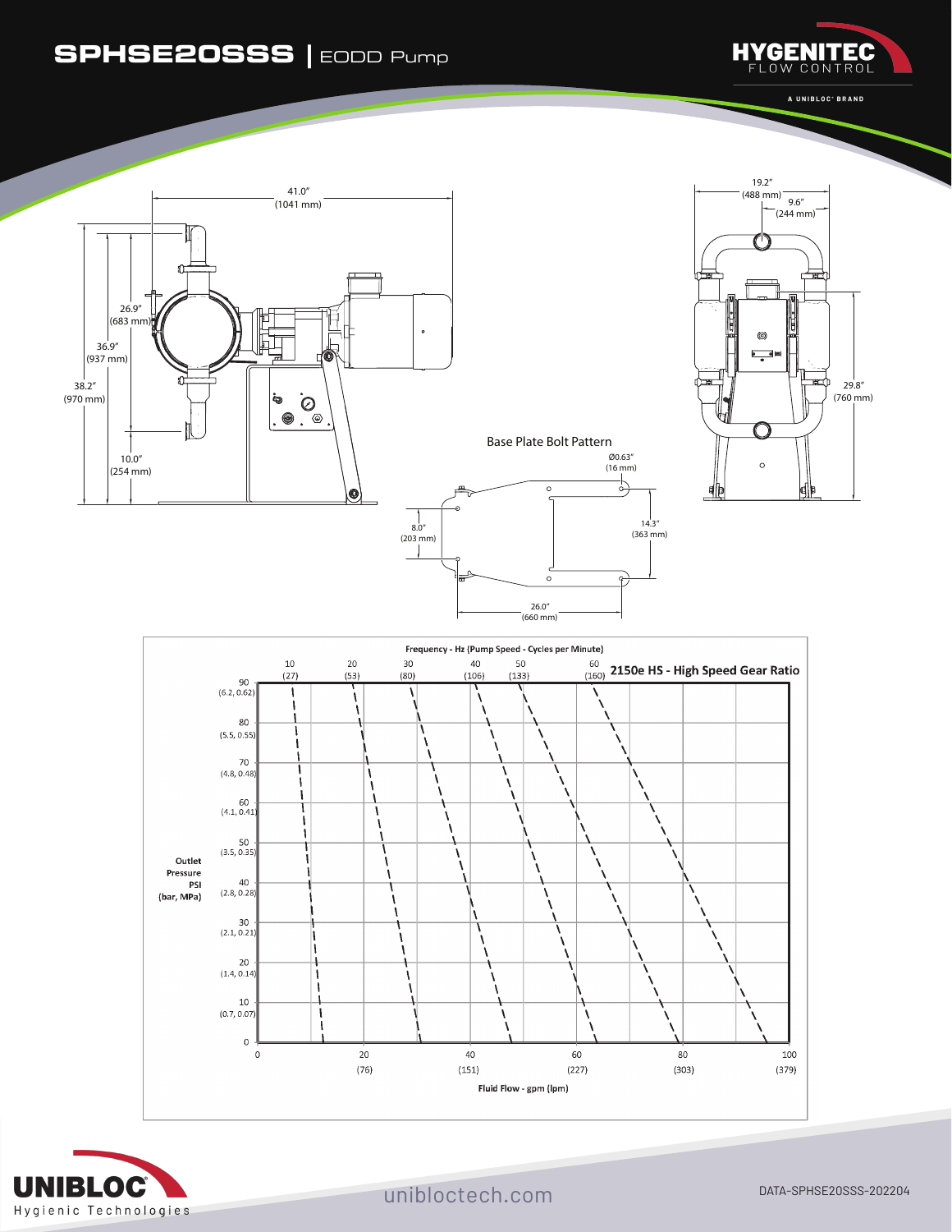# SPHSE20SSS | EODD Pump

HYGENITEC FLOW CONTROL

A UNIBLOC® BRAND

41.0″ (1041 mm)

26.9″ (683 mm)

36.9″ (937 mm)

38.2″ (970 mm)

10.0″ (254 mm)

19.2″ (488 mm)

9.6″ (244 mm)

29.8″ (760 mm)

Base Plate Bolt Pattern

Ø0.63″ (16 mm)

8.0″ (203 mm)

14.3″ (363 mm)

26.0″ (660 mm)

Frequency - Hz (Pump Speed - Cycles per Minute)

10 (27)
20 (53)
30 (80)
40 (106)
50 (133)
60 (160)

2150e HS - High Speed Gear Ratio

Outlet Pressure PSI (bar, MPa)

90 (6.2, 0.62)
80 (5.5, 0.55)
70 (4.8, 0.48)
60 (4.1, 0.41)
50 (3.5, 0.35)
40 (2.8, 0.28)
30 (2.1, 0.21)
20 (1.4, 0.14)
10 (0.7, 0.07)
0

0
20 (76)
40 (151)
60 (227)
80 (303)
100 (379)

Fluid Flow - gpm (lpm)

UNIBLOC® Hygienic Technologies

unibloctech.com

DATA-SPHSE20SSS-202204